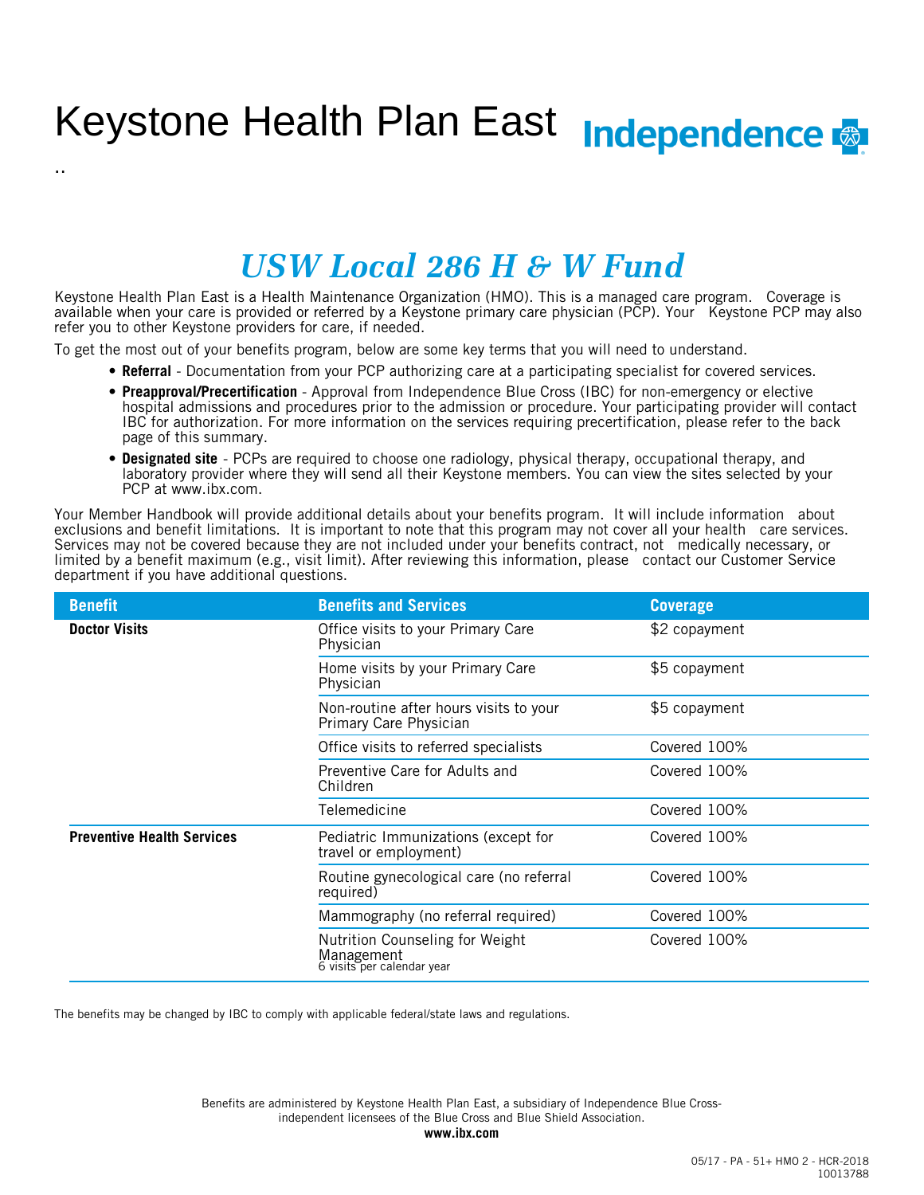# Keystone Health Plan East

Independence

..

## *USW Local 286 H & W Fund*

Keystone Health Plan East is a Health Maintenance Organization (HMO). This is a managed care program. Coverage is available when your care is provided or referred by a Keystone primary care physician (PCP). Your Keystone PCP may also refer you to other Keystone providers for care, if needed.

To get the most out of your benefits program, below are some key terms that you will need to understand.

- **Referral** - Documentation from your PCP authorizing care at a participating specialist for covered services.
- **Preapproval/Precertification** - Approval from Independence Blue Cross (IBC) for non-emergency or elective hospital admissions and procedures prior to the admission or procedure. Your participating provider will contact IBC for authorization. For more information on the services requiring precertification, please refer to the back page of this summary.
- **Designated site** - PCPs are required to choose one radiology, physical therapy, occupational therapy, and laboratory provider where they will send all their Keystone members. You can view the sites selected by your PCP at www.ibx.com.

Your Member Handbook will provide additional details about your benefits program. It will include information about exclusions and benefit limitations. It is important to note that this program may not cover all your health care services. Services may not be covered because they are not included under your benefits contract, not medically necessary, or limited by a benefit maximum (e.g., visit limit). After reviewing this information, please contact our Customer Service department if you have additional questions.

| Benefit | Benefits and Services | Coverage |
|---|---|---|
| **Doctor Visits** | Office visits to your Primary Care Physician | $2 copayment |
| | Home visits by your Primary Care Physician | $5 copayment |
| | Non-routine after hours visits to your Primary Care Physician | $5 copayment |
| | Office visits to referred specialists | Covered 100% |
| | Preventive Care for Adults and Children | Covered 100% |
| | Telemedicine | Covered 100% |
| **Preventive Health Services** | Pediatric Immunizations (except for travel or employment) | Covered 100% |
| | Routine gynecological care (no referral required) | Covered 100% |
| | Mammography (no referral required) | Covered 100% |
| | Nutrition Counseling for Weight Management 6 visits per calendar year | Covered 100% |

The benefits may be changed by IBC to comply with applicable federal/state laws and regulations.

Benefits are administered by Keystone Health Plan East, a subsidiary of Independence Blue Cross-independent licensees of the Blue Cross and Blue Shield Association.

**www.ibx.com**

05/17 - PA - 51+ HMO 2 - HCR-2018
10013788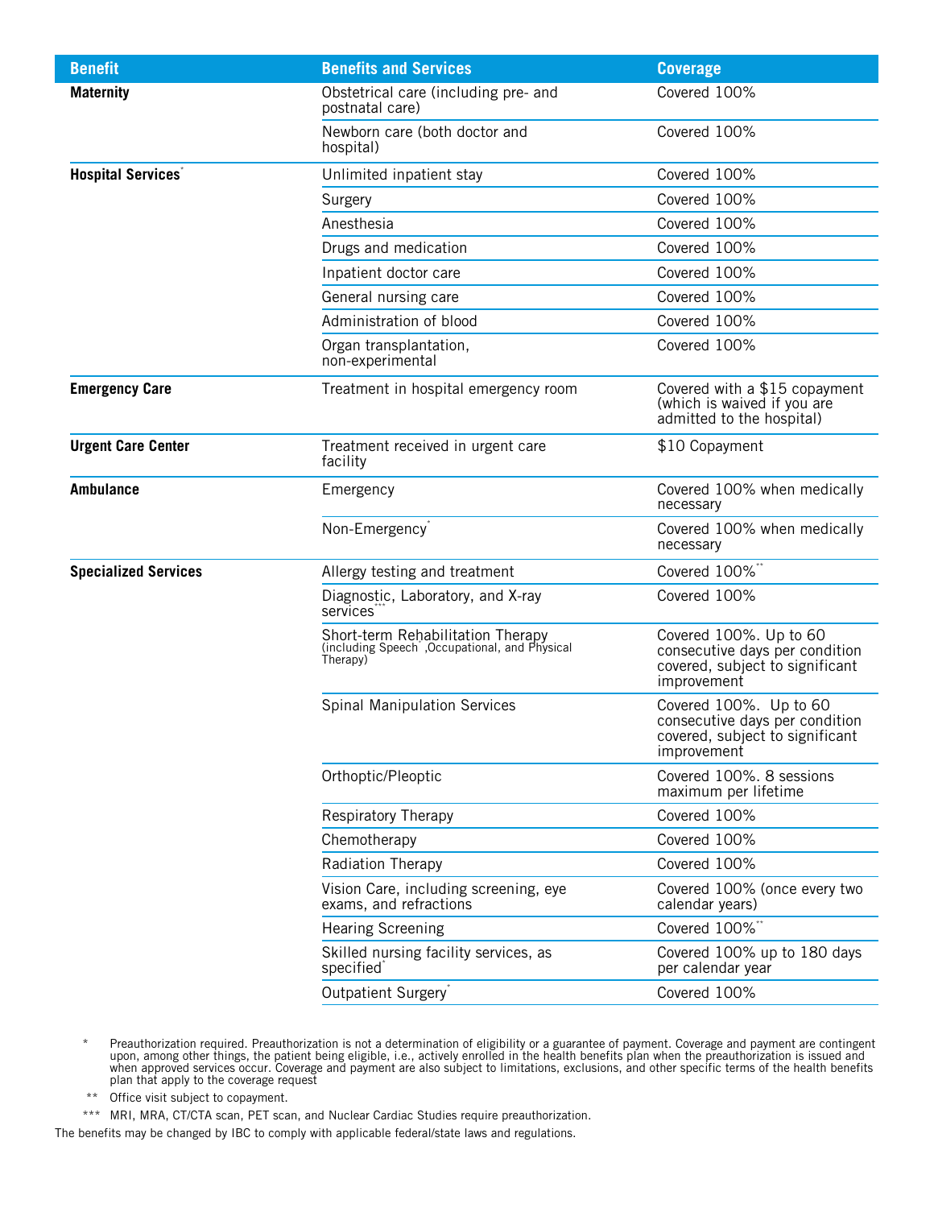| Benefit | Benefits and Services | Coverage |
|---|---|---|
| **Maternity** | Obstetrical care (including pre- and postnatal care) | Covered 100% |
| | Newborn care (both doctor and hospital) | Covered 100% |
| **Hospital Services*** | Unlimited inpatient stay | Covered 100% |
| | Surgery | Covered 100% |
| | Anesthesia | Covered 100% |
| | Drugs and medication | Covered 100% |
| | Inpatient doctor care | Covered 100% |
| | General nursing care | Covered 100% |
| | Administration of blood | Covered 100% |
| | Organ transplantation, non-experimental | Covered 100% |
| **Emergency Care** | Treatment in hospital emergency room | Covered with a $15 copayment (which is waived if you are admitted to the hospital) |
| **Urgent Care Center** | Treatment received in urgent care facility | $10 Copayment |
| **Ambulance** | Emergency | Covered 100% when medically necessary |
| | Non-Emergency* | Covered 100% when medically necessary |
| **Specialized Services** | Allergy testing and treatment | Covered 100%** |
| | Diagnostic, Laboratory, and X-ray services*** | Covered 100% |
| | Short-term Rehabilitation Therapy (including Speech ,Occupational, and Physical Therapy) | Covered 100%. Up to 60 consecutive days per condition covered, subject to significant improvement |
| | Spinal Manipulation Services | Covered 100%. Up to 60 consecutive days per condition covered, subject to significant improvement |
| | Orthoptic/Pleoptic | Covered 100%. 8 sessions maximum per lifetime |
| | Respiratory Therapy | Covered 100% |
| | Chemotherapy | Covered 100% |
| | Radiation Therapy | Covered 100% |
| | Vision Care, including screening, eye exams, and refractions | Covered 100% (once every two calendar years) |
| | Hearing Screening | Covered 100%** |
| | Skilled nursing facility services, as specified* | Covered 100% up to 180 days per calendar year |
| | Outpatient Surgery* | Covered 100% |

\* Preauthorization required. Preauthorization is not a determination of eligibility or a guarantee of payment. Coverage and payment are contingent upon, among other things, the patient being eligible, i.e., actively enrolled in the health benefits plan when the preauthorization is issued and when approved services occur. Coverage and payment are also subject to limitations, exclusions, and other specific terms of the health benefits plan that apply to the coverage request

\** Office visit subject to copayment.

\*** MRI, MRA, CT/CTA scan, PET scan, and Nuclear Cardiac Studies require preauthorization.

The benefits may be changed by IBC to comply with applicable federal/state laws and regulations.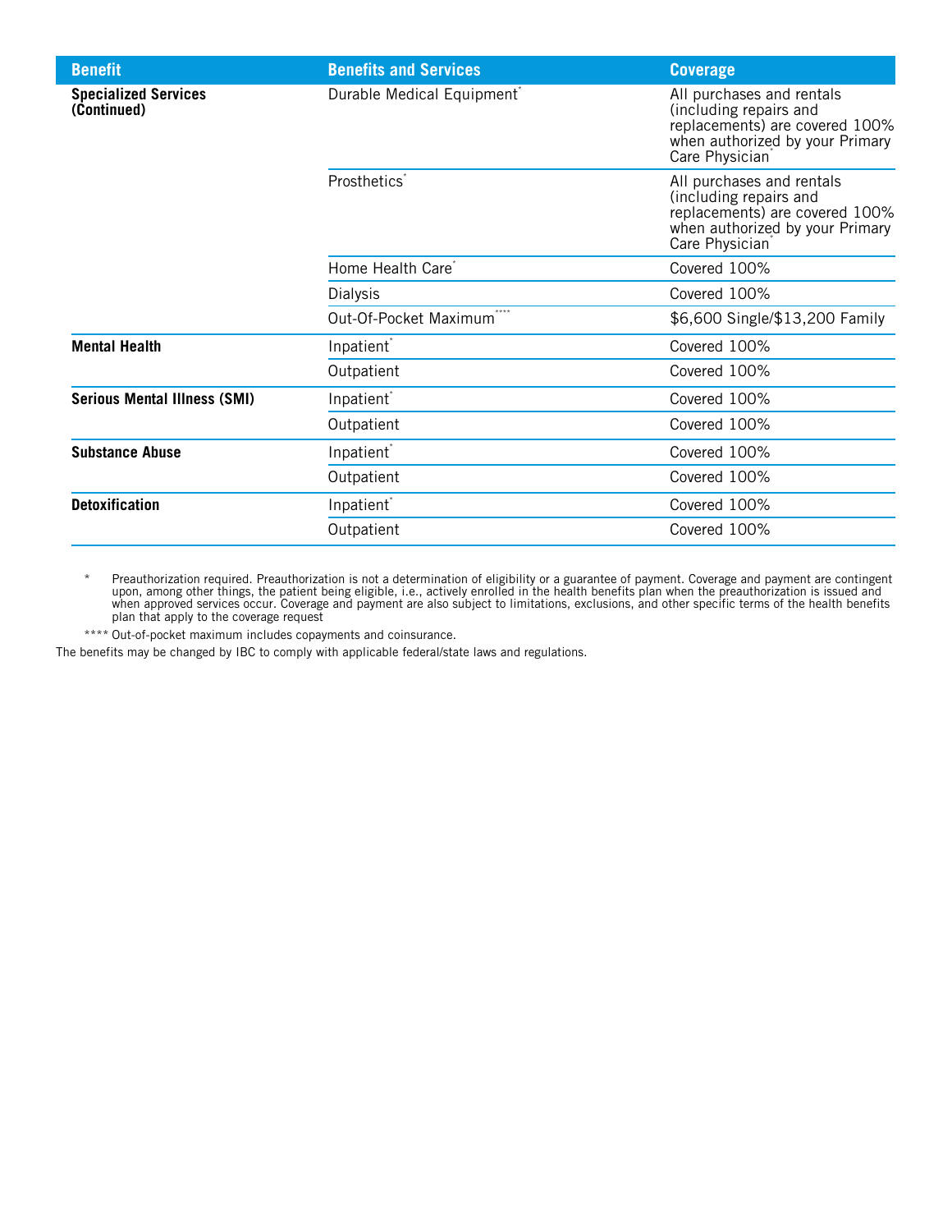| Benefit | Benefits and Services | Coverage |
|---|---|---|
| **Specialized Services (Continued)** | Durable Medical Equipment* | All purchases and rentals (including repairs and replacements) are covered 100% when authorized by your Primary Care Physician* |
| | Prosthetics* | All purchases and rentals (including repairs and replacements) are covered 100% when authorized by your Primary Care Physician* |
| | Home Health Care* | Covered 100% |
| | Dialysis | Covered 100% |
| | Out-Of-Pocket Maximum**** | $6,600 Single/$13,200 Family |
| **Mental Health** | Inpatient* | Covered 100% |
| | Outpatient | Covered 100% |
| **Serious Mental Illness (SMI)** | Inpatient* | Covered 100% |
| | Outpatient | Covered 100% |
| **Substance Abuse** | Inpatient* | Covered 100% |
| | Outpatient | Covered 100% |
| **Detoxification** | Inpatient* | Covered 100% |
| | Outpatient | Covered 100% |

\* Preauthorization required. Preauthorization is not a determination of eligibility or a guarantee of payment. Coverage and payment are contingent upon, among other things, the patient being eligible, i.e., actively enrolled in the health benefits plan when the preauthorization is issued and when approved services occur. Coverage and payment are also subject to limitations, exclusions, and other specific terms of the health benefits plan that apply to the coverage request

**** Out-of-pocket maximum includes copayments and coinsurance.

The benefits may be changed by IBC to comply with applicable federal/state laws and regulations.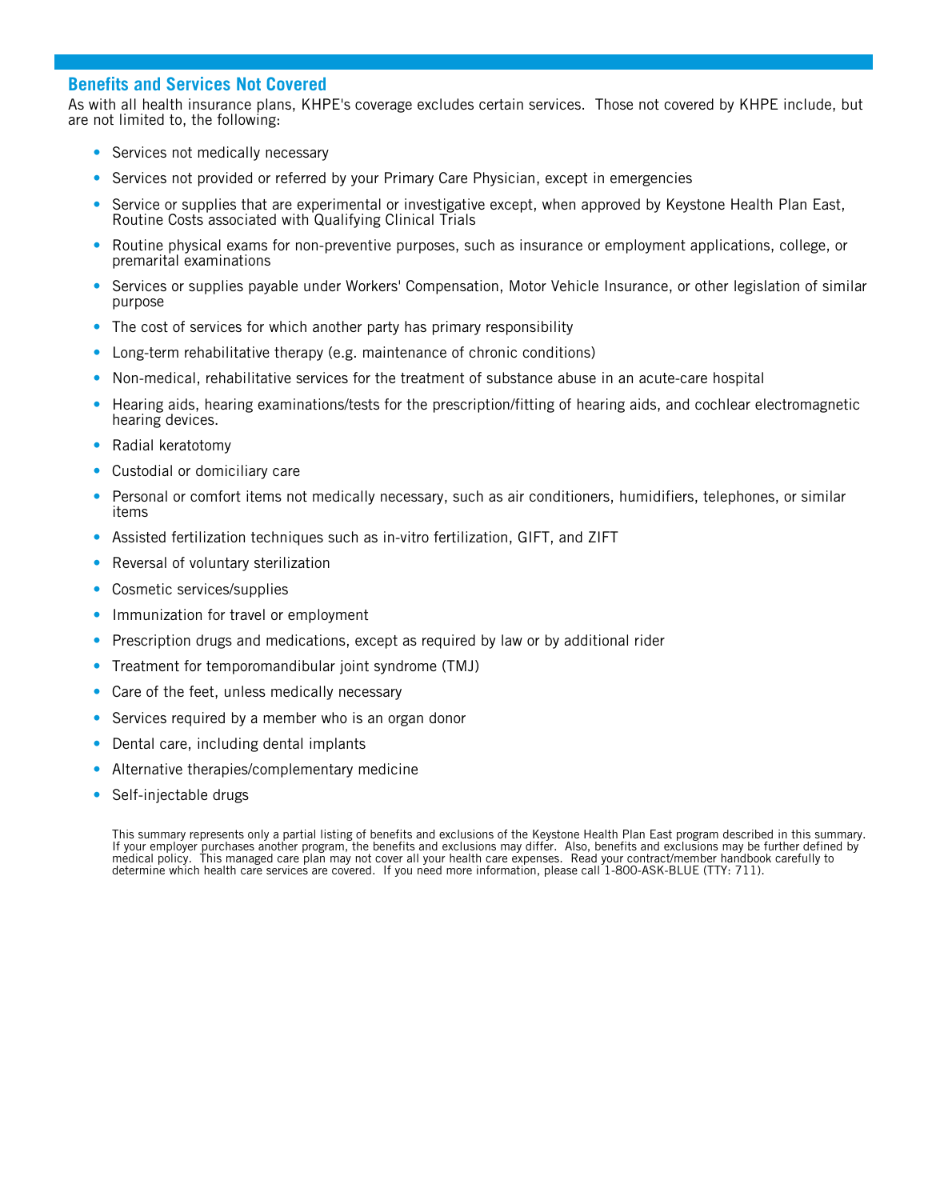## Benefits and Services Not Covered

As with all health insurance plans, KHPE's coverage excludes certain services. Those not covered by KHPE include, but are not limited to, the following:

- Services not medically necessary
- Services not provided or referred by your Primary Care Physician, except in emergencies
- Service or supplies that are experimental or investigative except, when approved by Keystone Health Plan East, Routine Costs associated with Qualifying Clinical Trials
- Routine physical exams for non-preventive purposes, such as insurance or employment applications, college, or premarital examinations
- Services or supplies payable under Workers' Compensation, Motor Vehicle Insurance, or other legislation of similar purpose
- The cost of services for which another party has primary responsibility
- Long-term rehabilitative therapy (e.g. maintenance of chronic conditions)
- Non-medical, rehabilitative services for the treatment of substance abuse in an acute-care hospital
- Hearing aids, hearing examinations/tests for the prescription/fitting of hearing aids, and cochlear electromagnetic hearing devices.
- Radial keratotomy
- Custodial or domiciliary care
- Personal or comfort items not medically necessary, such as air conditioners, humidifiers, telephones, or similar items
- Assisted fertilization techniques such as in-vitro fertilization, GIFT, and ZIFT
- Reversal of voluntary sterilization
- Cosmetic services/supplies
- Immunization for travel or employment
- Prescription drugs and medications, except as required by law or by additional rider
- Treatment for temporomandibular joint syndrome (TMJ)
- Care of the feet, unless medically necessary
- Services required by a member who is an organ donor
- Dental care, including dental implants
- Alternative therapies/complementary medicine
- Self-injectable drugs

This summary represents only a partial listing of benefits and exclusions of the Keystone Health Plan East program described in this summary. If your employer purchases another program, the benefits and exclusions may differ. Also, benefits and exclusions may be further defined by medical policy. This managed care plan may not cover all your health care expenses. Read your contract/member handbook carefully to determine which health care services are covered. If you need more information, please call 1-800-ASK-BLUE (TTY: 711).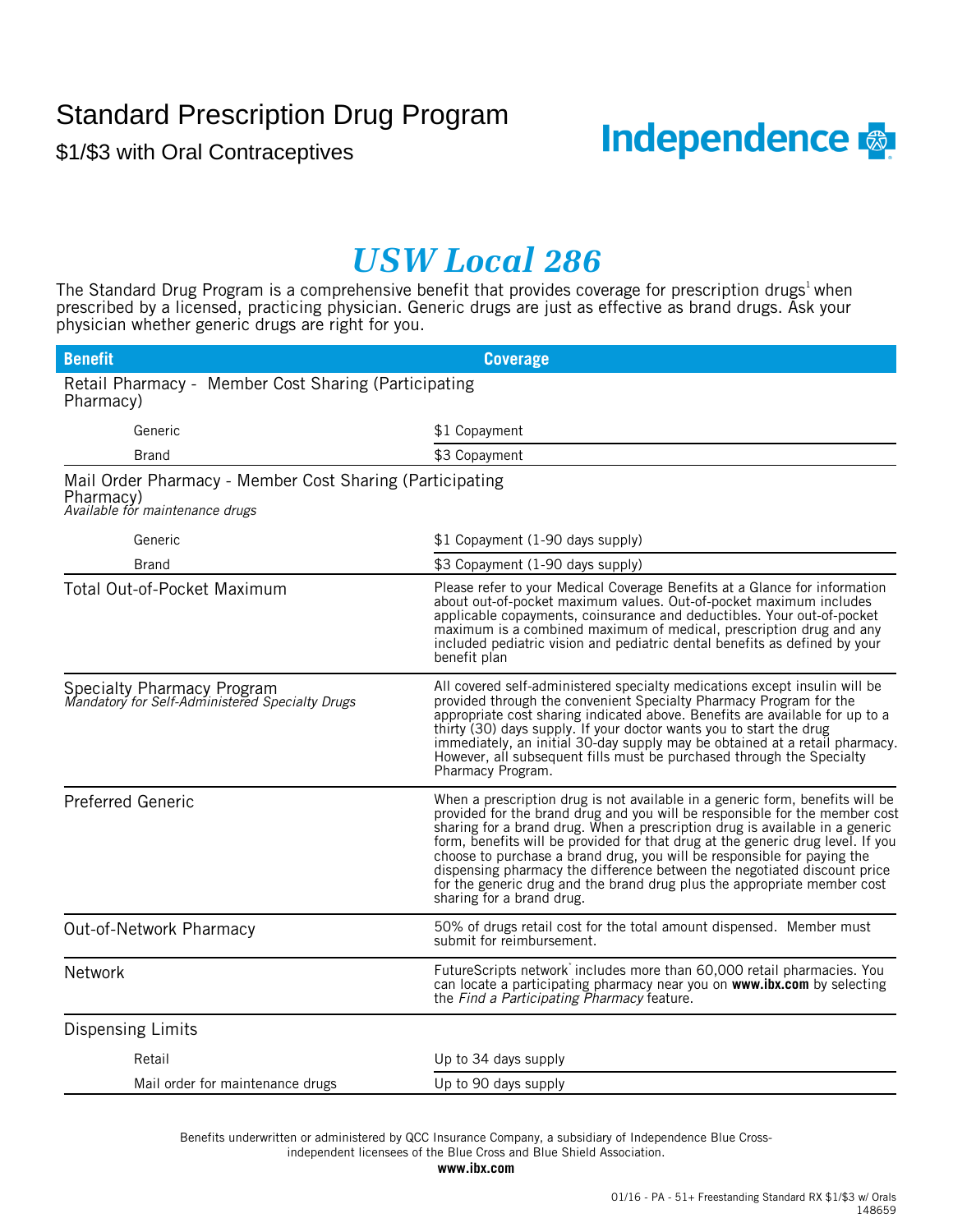# Standard Prescription Drug Program

$1/$3 with Oral Contraceptives

Independence

## *USW Local 286*

The Standard Drug Program is a comprehensive benefit that provides coverage for prescription drugs[1] when prescribed by a licensed, practicing physician. Generic drugs are just as effective as brand drugs. Ask your physician whether generic drugs are right for you.

| Benefit | Coverage |
|---|---|
| Retail Pharmacy - Member Cost Sharing (Participating Pharmacy) | |
| Generic | $1 Copayment |
| Brand | $3 Copayment |
| Mail Order Pharmacy - Member Cost Sharing (Participating Pharmacy) *Available for maintenance drugs* | |
| Generic | $1 Copayment (1-90 days supply) |
| Brand | $3 Copayment (1-90 days supply) |
| Total Out-of-Pocket Maximum | Please refer to your Medical Coverage Benefits at a Glance for information about out-of-pocket maximum values. Out-of-pocket maximum includes applicable copayments, coinsurance and deductibles. Your out-of-pocket maximum is a combined maximum of medical, prescription drug and any included pediatric vision and pediatric dental benefits as defined by your benefit plan |
| Specialty Pharmacy Program *Mandatory for Self-Administered Specialty Drugs* | All covered self-administered specialty medications except insulin will be provided through the convenient Specialty Pharmacy Program for the appropriate cost sharing indicated above. Benefits are available for up to a thirty (30) days supply. If your doctor wants you to start the drug immediately, an initial 30-day supply may be obtained at a retail pharmacy. However, all subsequent fills must be purchased through the Specialty Pharmacy Program. |
| Preferred Generic | When a prescription drug is not available in a generic form, benefits will be provided for the brand drug and you will be responsible for the member cost sharing for a brand drug. When a prescription drug is available in a generic form, benefits will be provided for that drug at the generic drug level. If you choose to purchase a brand drug, you will be responsible for paying the dispensing pharmacy the difference between the negotiated discount price for the generic drug and the brand drug plus the appropriate member cost sharing for a brand drug. |
| Out-of-Network Pharmacy | 50% of drugs retail cost for the total amount dispensed. Member must submit for reimbursement. |
| Network | FutureScripts network[*] includes more than 60,000 retail pharmacies. You can locate a participating pharmacy near you on **www.ibx.com** by selecting the *Find a Participating Pharmacy* feature. |
| Dispensing Limits | |
| Retail | Up to 34 days supply |
| Mail order for maintenance drugs | Up to 90 days supply |

Benefits underwritten or administered by QCC Insurance Company, a subsidiary of Independence Blue Cross-independent licensees of the Blue Cross and Blue Shield Association.

**www.ibx.com**

01/16 - PA - 51+ Freestanding Standard RX $1/$3 w/ Orals
148659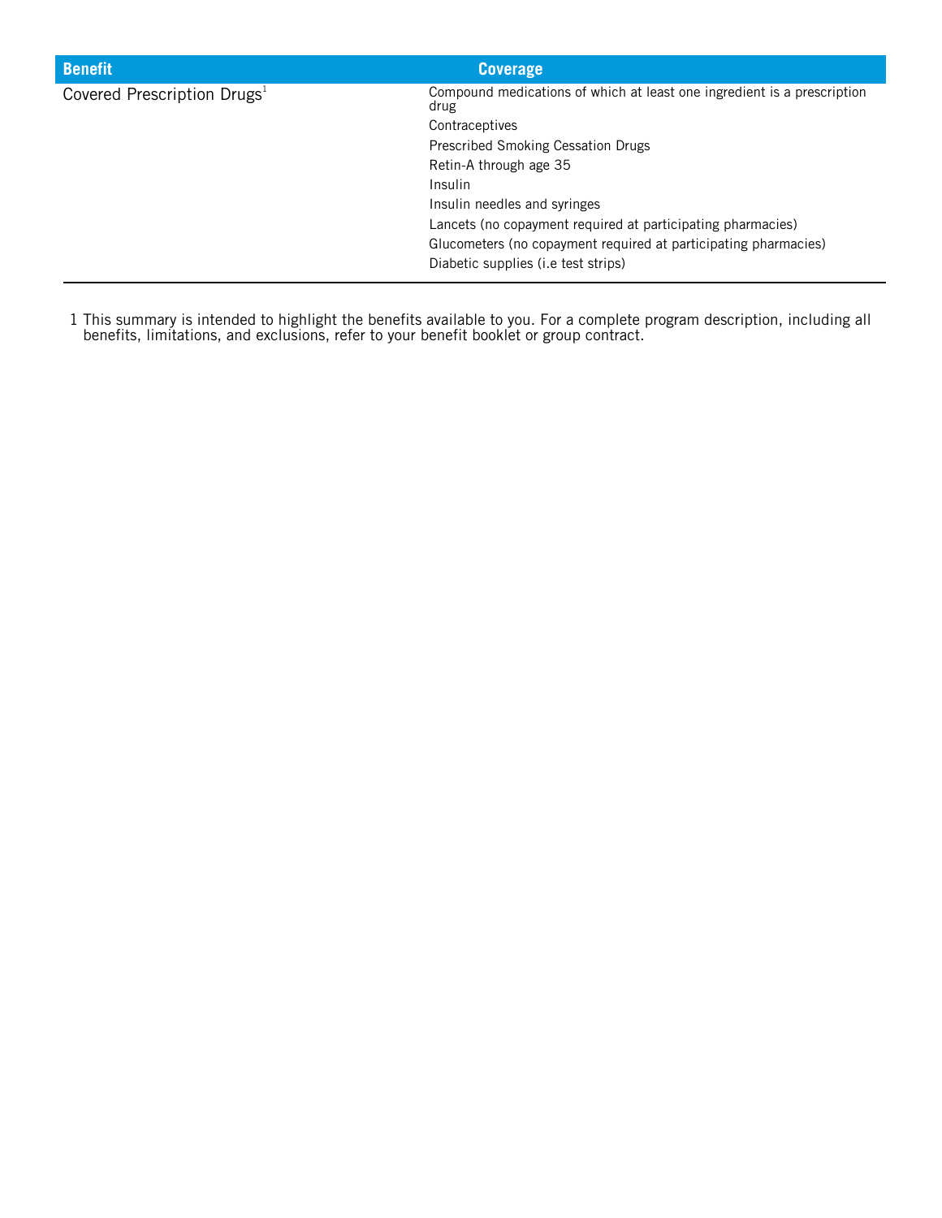| Benefit | Coverage |
| --- | --- |
| Covered Prescription Drugs[1] | Compound medications of which at least one ingredient is a prescription drug |
| | Contraceptives |
| | Prescribed Smoking Cessation Drugs |
| | Retin-A through age 35 |
| | Insulin |
| | Insulin needles and syringes |
| | Lancets (no copayment required at participating pharmacies) |
| | Glucometers (no copayment required at participating pharmacies) |
| | Diabetic supplies (i.e test strips) |

1 This summary is intended to highlight the benefits available to you. For a complete program description, including all benefits, limitations, and exclusions, refer to your benefit booklet or group contract.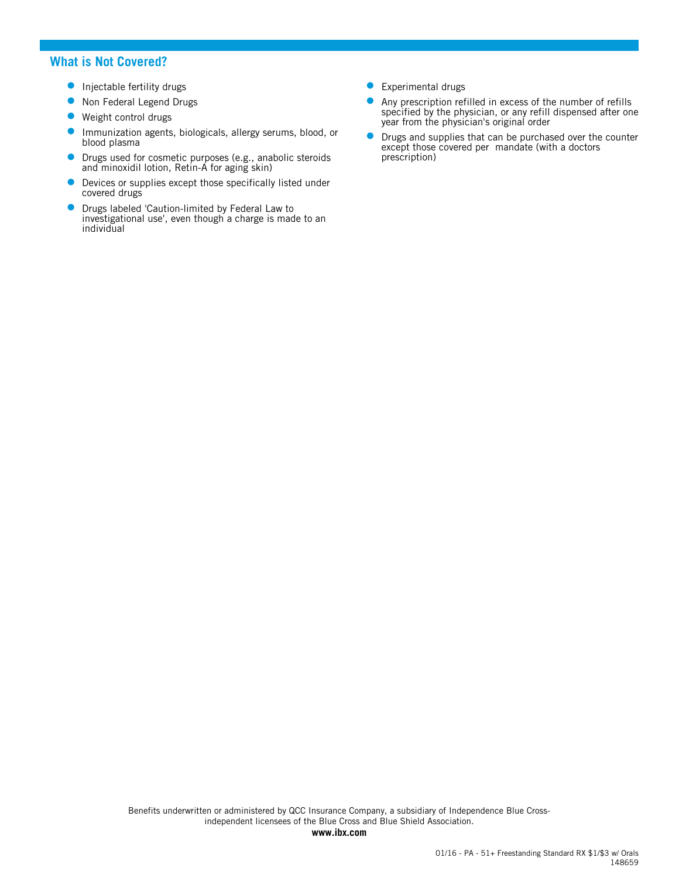## What is Not Covered?

- Injectable fertility drugs
- Non Federal Legend Drugs
- Weight control drugs
- Immunization agents, biologicals, allergy serums, blood, or blood plasma
- Drugs used for cosmetic purposes (e.g., anabolic steroids and minoxidil lotion, Retin-A for aging skin)
- Devices or supplies except those specifically listed under covered drugs
- Drugs labeled 'Caution-limited by Federal Law to investigational use', even though a charge is made to an individual
- Experimental drugs
- Any prescription refilled in excess of the number of refills specified by the physician, or any refill dispensed after one year from the physician's original order
- Drugs and supplies that can be purchased over the counter except those covered per  mandate (with a doctors prescription)

Benefits underwritten or administered by QCC Insurance Company, a subsidiary of Independence Blue Cross-independent licensees of the Blue Cross and Blue Shield Association.

**www.ibx.com**

01/16 - PA - 51+ Freestanding Standard RX $1/$3 w/ Orals
148659